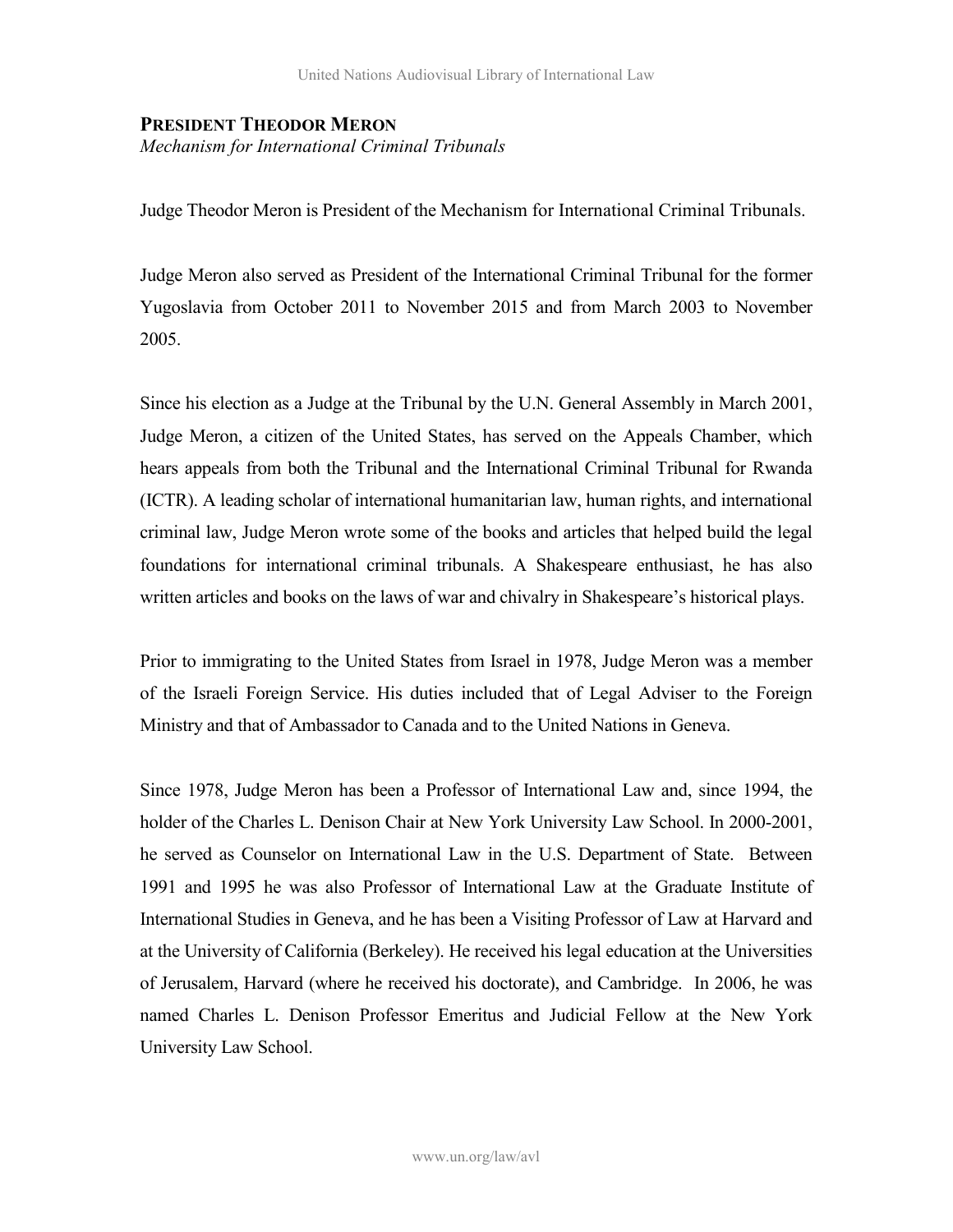## President Theodor Meron

*Mechanism for International Criminal Tribunals*

Judge Theodor Meron is President of the Mechanism for International Criminal Tribunals.

Judge Meron also served as President of the International Criminal Tribunal for the former Yugoslavia from October 2011 to November 2015 and from March 2003 to November 2005.

Since his election as a Judge at the Tribunal by the U.N. General Assembly in March 2001, Judge Meron, a citizen of the United States, has served on the Appeals Chamber, which hears appeals from both the Tribunal and the International Criminal Tribunal for Rwanda (ICTR). A leading scholar of international humanitarian law, human rights, and international criminal law, Judge Meron wrote some of the books and articles that helped build the legal foundations for international criminal tribunals. A Shakespeare enthusiast, he has also written articles and books on the laws of war and chivalry in Shakespeare's historical plays.

Prior to immigrating to the United States from Israel in 1978, Judge Meron was a member of the Israeli Foreign Service. His duties included that of Legal Adviser to the Foreign Ministry and that of Ambassador to Canada and to the United Nations in Geneva.

Since 1978, Judge Meron has been a Professor of International Law and, since 1994, the holder of the Charles L. Denison Chair at New York University Law School. In 2000-2001, he served as Counselor on International Law in the U.S. Department of State. Between 1991 and 1995 he was also Professor of International Law at the Graduate Institute of International Studies in Geneva, and he has been a Visiting Professor of Law at Harvard and at the University of California (Berkeley). He received his legal education at the Universities of Jerusalem, Harvard (where he received his doctorate), and Cambridge. In 2006, he was named Charles L. Denison Professor Emeritus and Judicial Fellow at the New York University Law School.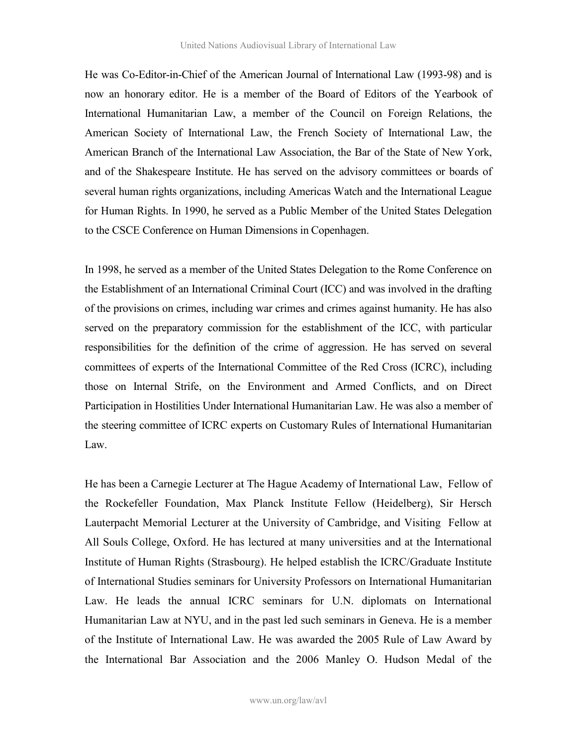He was Co-Editor-in-Chief of the American Journal of International Law (1993-98) and is now an honorary editor. He is a member of the Board of Editors of the Yearbook of International Humanitarian Law, a member of the Council on Foreign Relations, the American Society of International Law, the French Society of International Law, the American Branch of the International Law Association, the Bar of the State of New York, and of the Shakespeare Institute. He has served on the advisory committees or boards of several human rights organizations, including Americas Watch and the International League for Human Rights. In 1990, he served as a Public Member of the United States Delegation to the CSCE Conference on Human Dimensions in Copenhagen.

In 1998, he served as a member of the United States Delegation to the Rome Conference on the Establishment of an International Criminal Court (ICC) and was involved in the drafting of the provisions on crimes, including war crimes and crimes against humanity. He has also served on the preparatory commission for the establishment of the ICC, with particular responsibilities for the definition of the crime of aggression. He has served on several committees of experts of the International Committee of the Red Cross (ICRC), including those on Internal Strife, on the Environment and Armed Conflicts, and on Direct Participation in Hostilities Under International Humanitarian Law. He was also a member of the steering committee of ICRC experts on Customary Rules of International Humanitarian Law.

He has been a Carnegie Lecturer at The Hague Academy of International Law, Fellow of the Rockefeller Foundation, Max Planck Institute Fellow (Heidelberg), Sir Hersch Lauterpacht Memorial Lecturer at the University of Cambridge, and Visiting Fellow at All Souls College, Oxford. He has lectured at many universities and at the International Institute of Human Rights (Strasbourg). He helped establish the ICRC/Graduate Institute of International Studies seminars for University Professors on International Humanitarian Law. He leads the annual ICRC seminars for U.N. diplomats on International Humanitarian Law at NYU, and in the past led such seminars in Geneva. He is a member of the Institute of International Law. He was awarded the 2005 Rule of Law Award by the International Bar Association and the 2006 Manley O. Hudson Medal of the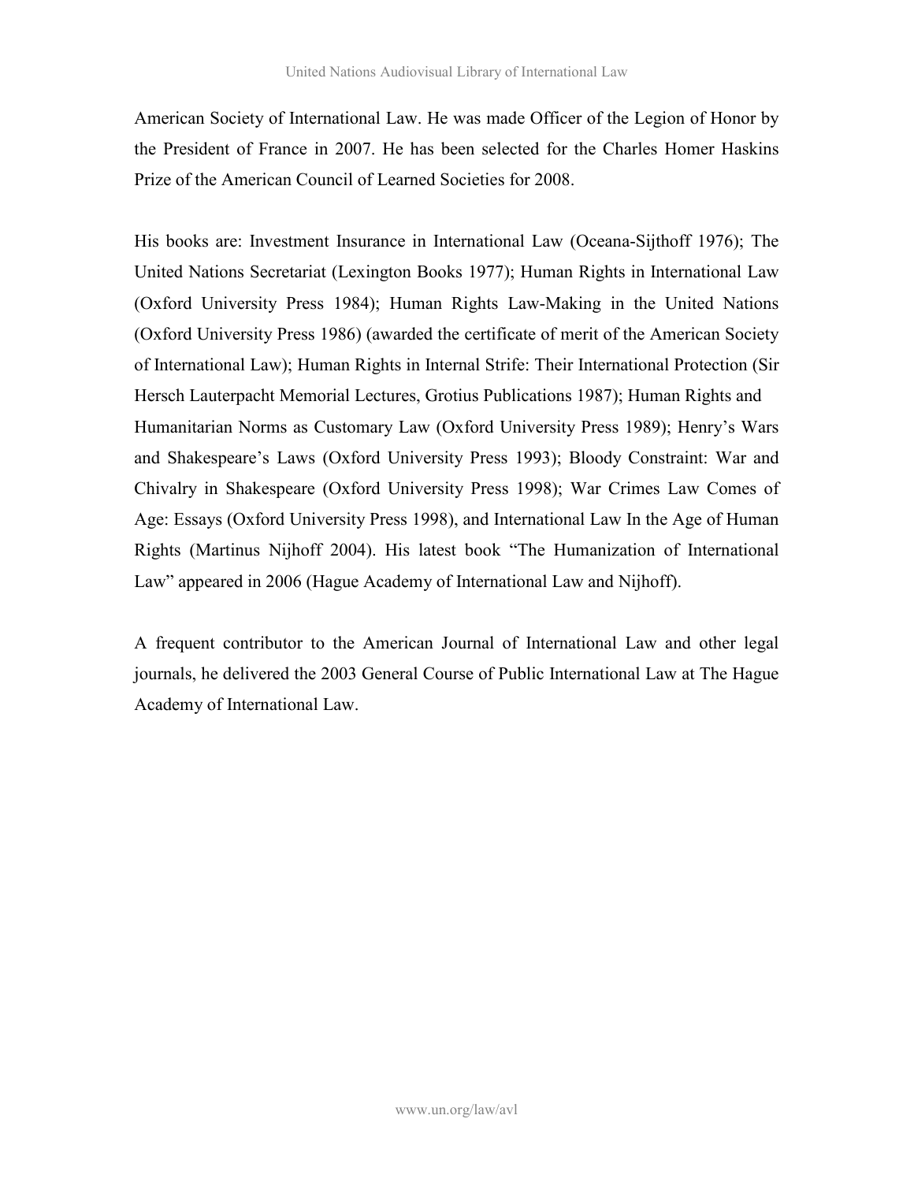American Society of International Law. He was made Officer of the Legion of Honor by the President of France in 2007. He has been selected for the Charles Homer Haskins Prize of the American Council of Learned Societies for 2008.

His books are: Investment Insurance in International Law (Oceana-Sijthoff 1976); The United Nations Secretariat (Lexington Books 1977); Human Rights in International Law (Oxford University Press 1984); Human Rights Law-Making in the United Nations (Oxford University Press 1986) (awarded the certificate of merit of the American Society of International Law); Human Rights in Internal Strife: Their International Protection (Sir Hersch Lauterpacht Memorial Lectures, Grotius Publications 1987); Human Rights and Humanitarian Norms as Customary Law (Oxford University Press 1989); Henry's Wars and Shakespeare's Laws (Oxford University Press 1993); Bloody Constraint: War and Chivalry in Shakespeare (Oxford University Press 1998); War Crimes Law Comes of Age: Essays (Oxford University Press 1998), and International Law In the Age of Human Rights (Martinus Nijhoff 2004). His latest book "The Humanization of International Law" appeared in 2006 (Hague Academy of International Law and Nijhoff).

A frequent contributor to the American Journal of International Law and other legal journals, he delivered the 2003 General Course of Public International Law at The Hague Academy of International Law.